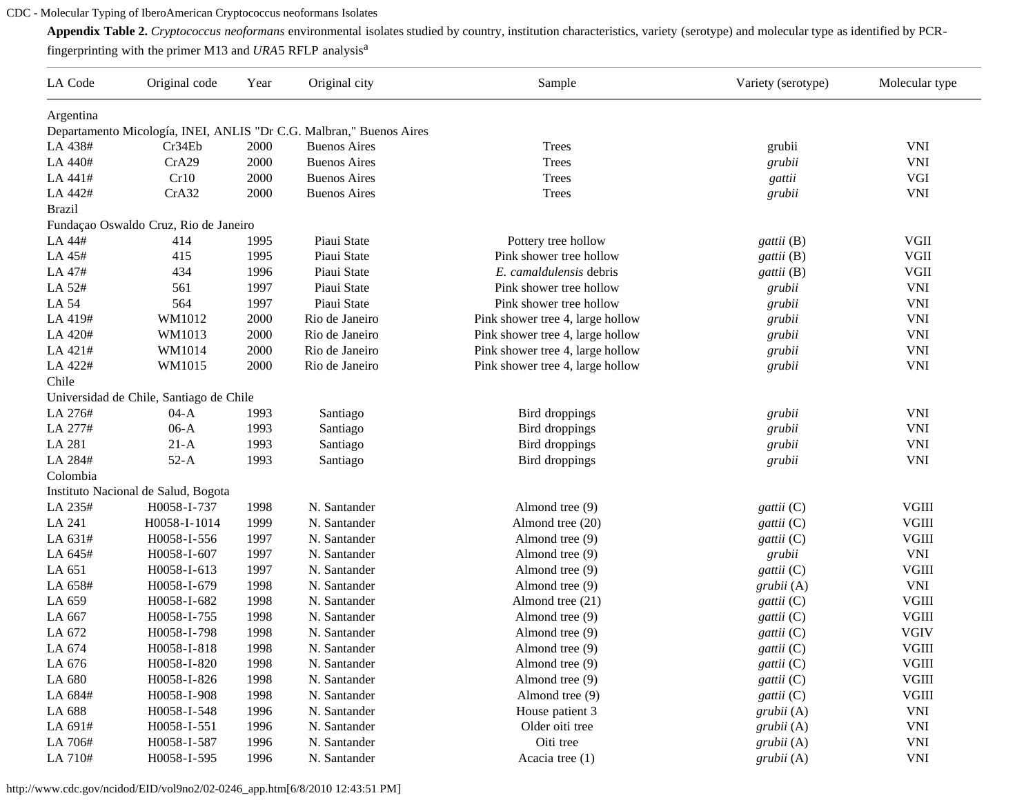**Appendix Table 2.** *Cryptococcus neoformans* environmental isolates studied by country, institution characteristics, variety (serotype) and molecular type as identified by PCR-fingerprinting with the primer M13 and *URA*5 RFLP analysis[a]

| LA Code | Original code | Year | Original city | Sample | Variety (serotype) | Molecular type |
|---|---|---|---|---|---|---|
| Argentina | | | | | | |
| Departamento Micología, INEI, ANLIS "Dr C.G. Malbran," Buenos Aires | | | | | | |
| LA 438# | Cr34Eb | 2000 | Buenos Aires | Trees | grubii | VNI |
| LA 440# | CrA29 | 2000 | Buenos Aires | Trees | *grubii* | VNI |
| LA 441# | Cr10 | 2000 | Buenos Aires | Trees | *gattii* | VGI |
| LA 442# | CrA32 | 2000 | Buenos Aires | Trees | *grubii* | VNI |
| Brazil | | | | | | |
| Fundaçao Oswaldo Cruz, Rio de Janeiro | | | | | | |
| LA 44# | 414 | 1995 | Piaui State | Pottery tree hollow | *gattii* (B) | VGII |
| LA 45# | 415 | 1995 | Piaui State | Pink shower tree hollow | *gattii* (B) | VGII |
| LA 47# | 434 | 1996 | Piaui State | *E. camaldulensis* debris | *gattii* (B) | VGII |
| LA 52# | 561 | 1997 | Piaui State | Pink shower tree hollow | *grubii* | VNI |
| LA 54 | 564 | 1997 | Piaui State | Pink shower tree hollow | *grubii* | VNI |
| LA 419# | WM1012 | 2000 | Rio de Janeiro | Pink shower tree 4, large hollow | *grubii* | VNI |
| LA 420# | WM1013 | 2000 | Rio de Janeiro | Pink shower tree 4, large hollow | *grubii* | VNI |
| LA 421# | WM1014 | 2000 | Rio de Janeiro | Pink shower tree 4, large hollow | *grubii* | VNI |
| LA 422# | WM1015 | 2000 | Rio de Janeiro | Pink shower tree 4, large hollow | *grubii* | VNI |
| Chile | | | | | | |
| Universidad de Chile, Santiago de Chile | | | | | | |
| LA 276# | 04-A | 1993 | Santiago | Bird droppings | *grubii* | VNI |
| LA 277# | 06-A | 1993 | Santiago | Bird droppings | *grubii* | VNI |
| LA 281 | 21-A | 1993 | Santiago | Bird droppings | *grubii* | VNI |
| LA 284# | 52-A | 1993 | Santiago | Bird droppings | *grubii* | VNI |
| Colombia | | | | | | |
| Instituto Nacional de Salud, Bogota | | | | | | |
| LA 235# | H0058-I-737 | 1998 | N. Santander | Almond tree (9) | *gattii* (C) | VGIII |
| LA 241 | H0058-I-1014 | 1999 | N. Santander | Almond tree (20) | *gattii* (C) | VGIII |
| LA 631# | H0058-I-556 | 1997 | N. Santander | Almond tree (9) | *gattii* (C) | VGIII |
| LA 645# | H0058-I-607 | 1997 | N. Santander | Almond tree (9) | *grubii* | VNI |
| LA 651 | H0058-I-613 | 1997 | N. Santander | Almond tree (9) | *gattii* (C) | VGIII |
| LA 658# | H0058-I-679 | 1998 | N. Santander | Almond tree (9) | *grubii* (A) | VNI |
| LA 659 | H0058-I-682 | 1998 | N. Santander | Almond tree (21) | *gattii* (C) | VGIII |
| LA 667 | H0058-I-755 | 1998 | N. Santander | Almond tree (9) | *gattii* (C) | VGIII |
| LA 672 | H0058-I-798 | 1998 | N. Santander | Almond tree (9) | *gattii* (C) | VGIV |
| LA 674 | H0058-I-818 | 1998 | N. Santander | Almond tree (9) | *gattii* (C) | VGIII |
| LA 676 | H0058-I-820 | 1998 | N. Santander | Almond tree (9) | *gattii* (C) | VGIII |
| LA 680 | H0058-I-826 | 1998 | N. Santander | Almond tree (9) | *gattii* (C) | VGIII |
| LA 684# | H0058-I-908 | 1998 | N. Santander | Almond tree (9) | *gattii* (C) | VGIII |
| LA 688 | H0058-I-548 | 1996 | N. Santander | House patient 3 | *grubii* (A) | VNI |
| LA 691# | H0058-I-551 | 1996 | N. Santander | Older oiti tree | *grubii* (A) | VNI |
| LA 706# | H0058-I-587 | 1996 | N. Santander | Oiti tree | *grubii* (A) | VNI |
| LA 710# | H0058-I-595 | 1996 | N. Santander | Acacia tree (1) | *grubii* (A) | VNI |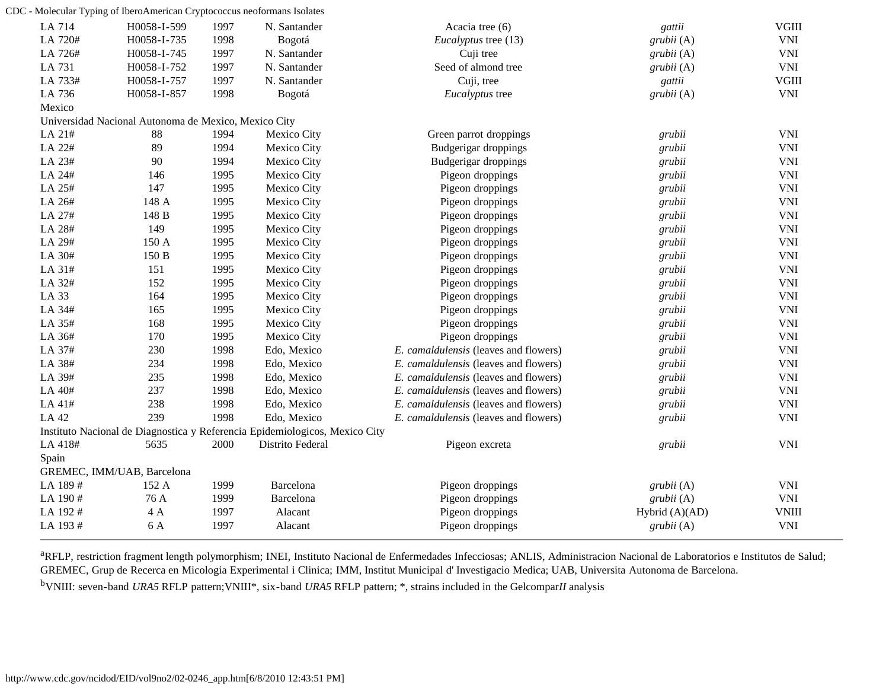| | | | | | | |
|---|---|---|---|---|---|---|
| LA 714 | H0058-I-599 | 1997 | N. Santander | Acacia tree (6) | *gattii* | VGIII |
| LA 720# | H0058-I-735 | 1998 | Bogotá | *Eucalyptus* tree (13) | *grubii* (A) | VNI |
| LA 726# | H0058-I-745 | 1997 | N. Santander | Cuji tree | *grubii* (A) | VNI |
| LA 731 | H0058-I-752 | 1997 | N. Santander | Seed of almond tree | *grubii* (A) | VNI |
| LA 733# | H0058-I-757 | 1997 | N. Santander | Cuji, tree | *gattii* | VGIII |
| LA 736 | H0058-I-857 | 1998 | Bogotá | *Eucalyptus* tree | *grubii* (A) | VNI |
| Mexico | | | | | | |
| Universidad Nacional Autonoma de Mexico, Mexico City | | | | | | |
| LA 21# | 88 | 1994 | Mexico City | Green parrot droppings | *grubii* | VNI |
| LA 22# | 89 | 1994 | Mexico City | Budgerigar droppings | *grubii* | VNI |
| LA 23# | 90 | 1994 | Mexico City | Budgerigar droppings | *grubii* | VNI |
| LA 24# | 146 | 1995 | Mexico City | Pigeon droppings | *grubii* | VNI |
| LA 25# | 147 | 1995 | Mexico City | Pigeon droppings | *grubii* | VNI |
| LA 26# | 148 A | 1995 | Mexico City | Pigeon droppings | *grubii* | VNI |
| LA 27# | 148 B | 1995 | Mexico City | Pigeon droppings | *grubii* | VNI |
| LA 28# | 149 | 1995 | Mexico City | Pigeon droppings | *grubii* | VNI |
| LA 29# | 150 A | 1995 | Mexico City | Pigeon droppings | *grubii* | VNI |
| LA 30# | 150 B | 1995 | Mexico City | Pigeon droppings | *grubii* | VNI |
| LA 31# | 151 | 1995 | Mexico City | Pigeon droppings | *grubii* | VNI |
| LA 32# | 152 | 1995 | Mexico City | Pigeon droppings | *grubii* | VNI |
| LA 33 | 164 | 1995 | Mexico City | Pigeon droppings | *grubii* | VNI |
| LA 34# | 165 | 1995 | Mexico City | Pigeon droppings | *grubii* | VNI |
| LA 35# | 168 | 1995 | Mexico City | Pigeon droppings | *grubii* | VNI |
| LA 36# | 170 | 1995 | Mexico City | Pigeon droppings | *grubii* | VNI |
| LA 37# | 230 | 1998 | Edo, Mexico | *E. camaldulensis* (leaves and flowers) | *grubii* | VNI |
| LA 38# | 234 | 1998 | Edo, Mexico | *E. camaldulensis* (leaves and flowers) | *grubii* | VNI |
| LA 39# | 235 | 1998 | Edo, Mexico | *E. camaldulensis* (leaves and flowers) | *grubii* | VNI |
| LA 40# | 237 | 1998 | Edo, Mexico | *E. camaldulensis* (leaves and flowers) | *grubii* | VNI |
| LA 41# | 238 | 1998 | Edo, Mexico | *E. camaldulensis* (leaves and flowers) | *grubii* | VNI |
| LA 42 | 239 | 1998 | Edo, Mexico | *E. camaldulensis* (leaves and flowers) | *grubii* | VNI |
| Instituto Nacional de Diagnostica y Referencia Epidemiologicos, Mexico City | | | | | | |
| LA 418# | 5635 | 2000 | Distrito Federal | Pigeon excreta | *grubii* | VNI |
| Spain | | | | | | |
| GREMEC, IMM/UAB, Barcelona | | | | | | |
| LA 189 # | 152 A | 1999 | Barcelona | Pigeon droppings | *grubii* (A) | VNI |
| LA 190 # | 76 A | 1999 | Barcelona | Pigeon droppings | *grubii* (A) | VNI |
| LA 192 # | 4 A | 1997 | Alacant | Pigeon droppings | Hybrid (A)(AD) | VNIII |
| LA 193 # | 6 A | 1997 | Alacant | Pigeon droppings | *grubii* (A) | VNI |

[a]RFLP, restriction fragment length polymorphism; INEI, Instituto Nacional de Enfermedades Infecciosas; ANLIS, Administracion Nacional de Laboratorios e Institutos de Salud; GREMEC, Grup de Recerca en Micologia Experimental i Clinica; IMM, Institut Municipal d' Investigacio Medica; UAB, Universita Autonoma de Barcelona.

[b]VNIII: seven-band *URA5* RFLP pattern;VNIII*, six-band *URA5* RFLP pattern; *, strains included in the Gelcompar*II* analysis